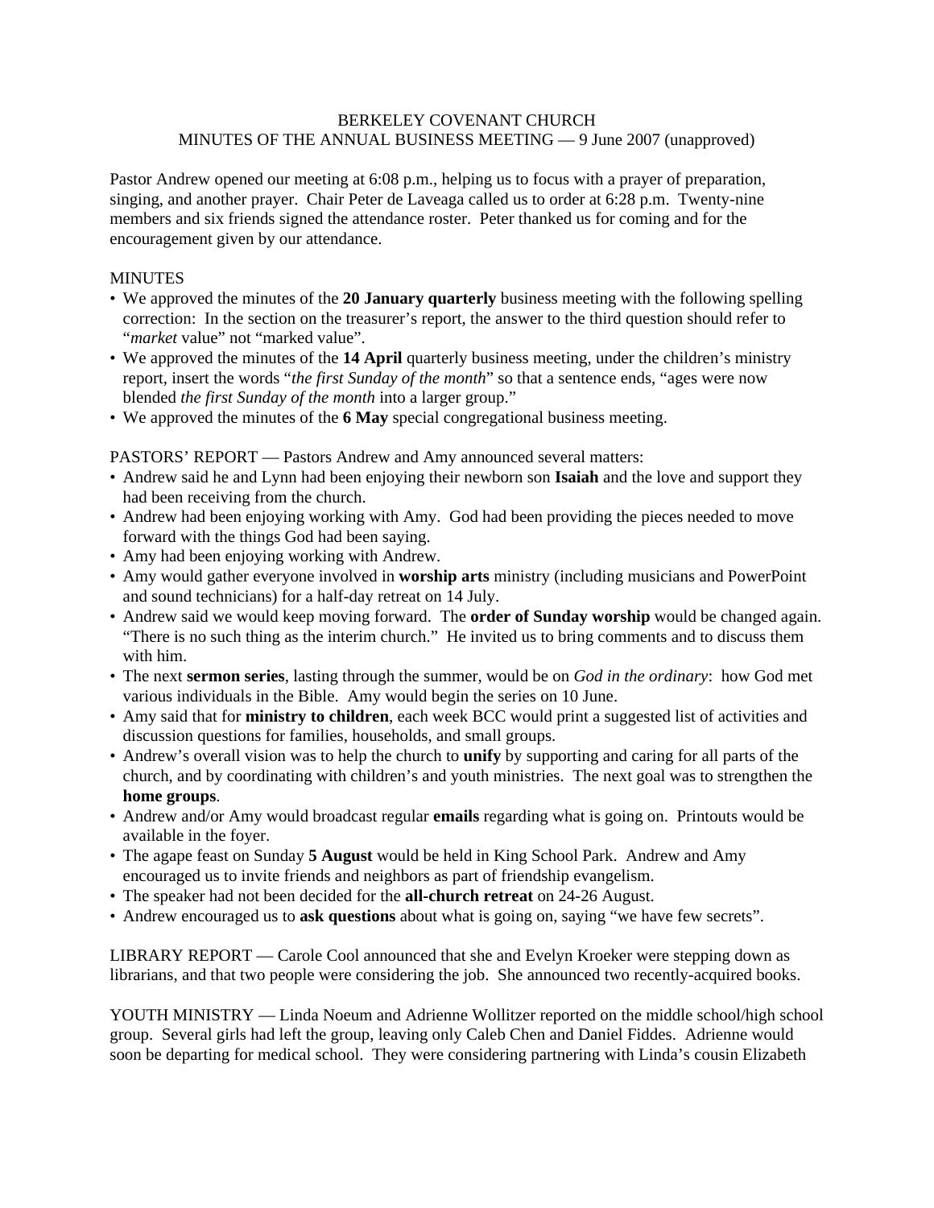BERKELEY COVENANT CHURCH
MINUTES OF THE ANNUAL BUSINESS MEETING — 9 June 2007 (unapproved)

Pastor Andrew opened our meeting at 6:08 p.m., helping us to focus with a prayer of preparation, singing, and another prayer. Chair Peter de Laveaga called us to order at 6:28 p.m. Twenty-nine members and six friends signed the attendance roster. Peter thanked us for coming and for the encouragement given by our attendance.

MINUTES

- We approved the minutes of the **20 January quarterly** business meeting with the following spelling correction: In the section on the treasurer's report, the answer to the third question should refer to "*market* value" not "marked value".
- We approved the minutes of the **14 April** quarterly business meeting, under the children's ministry report, insert the words "*the first Sunday of the month*" so that a sentence ends, "ages were now blended *the first Sunday of the month* into a larger group."
- We approved the minutes of the **6 May** special congregational business meeting.

PASTORS' REPORT — Pastors Andrew and Amy announced several matters:

- Andrew said he and Lynn had been enjoying their newborn son **Isaiah** and the love and support they had been receiving from the church.
- Andrew had been enjoying working with Amy. God had been providing the pieces needed to move forward with the things God had been saying.
- Amy had been enjoying working with Andrew.
- Amy would gather everyone involved in **worship arts** ministry (including musicians and PowerPoint and sound technicians) for a half-day retreat on 14 July.
- Andrew said we would keep moving forward. The **order of Sunday worship** would be changed again. "There is no such thing as the interim church." He invited us to bring comments and to discuss them with him.
- The next **sermon series**, lasting through the summer, would be on *God in the ordinary*: how God met various individuals in the Bible. Amy would begin the series on 10 June.
- Amy said that for **ministry to children**, each week BCC would print a suggested list of activities and discussion questions for families, households, and small groups.
- Andrew's overall vision was to help the church to **unify** by supporting and caring for all parts of the church, and by coordinating with children's and youth ministries. The next goal was to strengthen the **home groups**.
- Andrew and/or Amy would broadcast regular **emails** regarding what is going on. Printouts would be available in the foyer.
- The agape feast on Sunday **5 August** would be held in King School Park. Andrew and Amy encouraged us to invite friends and neighbors as part of friendship evangelism.
- The speaker had not been decided for the **all-church retreat** on 24-26 August.
- Andrew encouraged us to **ask questions** about what is going on, saying "we have few secrets".

LIBRARY REPORT — Carole Cool announced that she and Evelyn Kroeker were stepping down as librarians, and that two people were considering the job. She announced two recently-acquired books.

YOUTH MINISTRY — Linda Noeum and Adrienne Wollitzer reported on the middle school/high school group. Several girls had left the group, leaving only Caleb Chen and Daniel Fiddes. Adrienne would soon be departing for medical school. They were considering partnering with Linda's cousin Elizabeth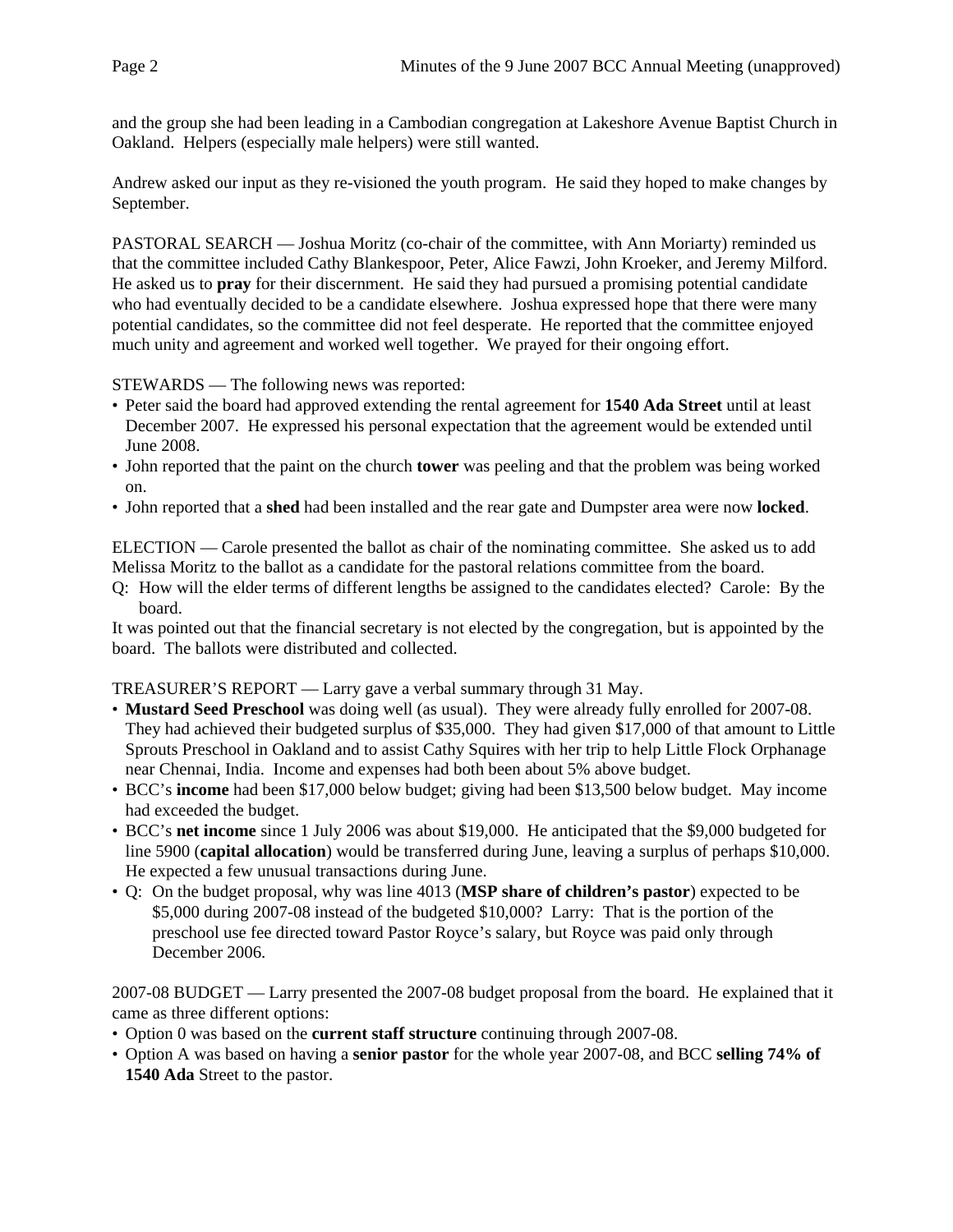and the group she had been leading in a Cambodian congregation at Lakeshore Avenue Baptist Church in Oakland. Helpers (especially male helpers) were still wanted.

Andrew asked our input as they re-visioned the youth program. He said they hoped to make changes by September.

PASTORAL SEARCH — Joshua Moritz (co-chair of the committee, with Ann Moriarty) reminded us that the committee included Cathy Blankespoor, Peter, Alice Fawzi, John Kroeker, and Jeremy Milford. He asked us to **pray** for their discernment. He said they had pursued a promising potential candidate who had eventually decided to be a candidate elsewhere. Joshua expressed hope that there were many potential candidates, so the committee did not feel desperate. He reported that the committee enjoyed much unity and agreement and worked well together. We prayed for their ongoing effort.

STEWARDS — The following news was reported:

- Peter said the board had approved extending the rental agreement for **1540 Ada Street** until at least December 2007. He expressed his personal expectation that the agreement would be extended until June 2008.
- John reported that the paint on the church **tower** was peeling and that the problem was being worked on.
- John reported that a **shed** had been installed and the rear gate and Dumpster area were now **locked**.

ELECTION — Carole presented the ballot as chair of the nominating committee. She asked us to add Melissa Moritz to the ballot as a candidate for the pastoral relations committee from the board.

Q: How will the elder terms of different lengths be assigned to the candidates elected? Carole: By the board.

It was pointed out that the financial secretary is not elected by the congregation, but is appointed by the board. The ballots were distributed and collected.

TREASURER'S REPORT — Larry gave a verbal summary through 31 May.

- **Mustard Seed Preschool** was doing well (as usual). They were already fully enrolled for 2007-08. They had achieved their budgeted surplus of $35,000. They had given $17,000 of that amount to Little Sprouts Preschool in Oakland and to assist Cathy Squires with her trip to help Little Flock Orphanage near Chennai, India. Income and expenses had both been about 5% above budget.
- BCC's **income** had been $17,000 below budget; giving had been $13,500 below budget. May income had exceeded the budget.
- BCC's **net income** since 1 July 2006 was about $19,000. He anticipated that the $9,000 budgeted for line 5900 (**capital allocation**) would be transferred during June, leaving a surplus of perhaps $10,000. He expected a few unusual transactions during June.
- Q: On the budget proposal, why was line 4013 (**MSP share of children's pastor**) expected to be $5,000 during 2007-08 instead of the budgeted $10,000? Larry: That is the portion of the preschool use fee directed toward Pastor Royce's salary, but Royce was paid only through December 2006.

2007-08 BUDGET — Larry presented the 2007-08 budget proposal from the board. He explained that it came as three different options:

- Option 0 was based on the **current staff structure** continuing through 2007-08.
- Option A was based on having a **senior pastor** for the whole year 2007-08, and BCC **selling 74% of 1540 Ada** Street to the pastor.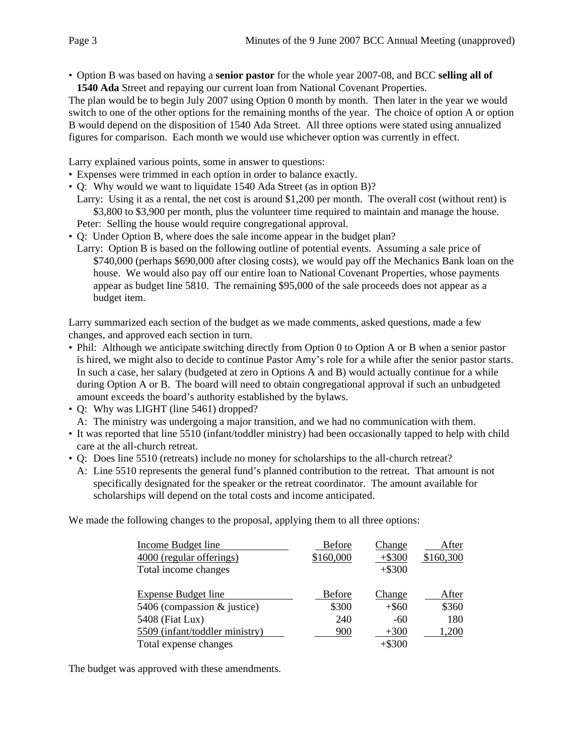- Option B was based on having a **senior pastor** for the whole year 2007-08, and BCC **selling all of 1540 Ada** Street and repaying our current loan from National Covenant Properties.

The plan would be to begin July 2007 using Option 0 month by month. Then later in the year we would switch to one of the other options for the remaining months of the year. The choice of option A or option B would depend on the disposition of 1540 Ada Street. All three options were stated using annualized figures for comparison. Each month we would use whichever option was currently in effect.

Larry explained various points, some in answer to questions:

- Expenses were trimmed in each option in order to balance exactly.
- Q: Why would we want to liquidate 1540 Ada Street (as in option B)?
  Larry: Using it as a rental, the net cost is around $1,200 per month. The overall cost (without rent) is $3,800 to $3,900 per month, plus the volunteer time required to maintain and manage the house.
  Peter: Selling the house would require congregational approval.
- Q: Under Option B, where does the sale income appear in the budget plan?
  Larry: Option B is based on the following outline of potential events. Assuming a sale price of $740,000 (perhaps $690,000 after closing costs), we would pay off the Mechanics Bank loan on the house. We would also pay off our entire loan to National Covenant Properties, whose payments appear as budget line 5810. The remaining $95,000 of the sale proceeds does not appear as a budget item.

Larry summarized each section of the budget as we made comments, asked questions, made a few changes, and approved each section in turn.

- Phil: Although we anticipate switching directly from Option 0 to Option A or B when a senior pastor is hired, we might also to decide to continue Pastor Amy's role for a while after the senior pastor starts. In such a case, her salary (budgeted at zero in Options A and B) would actually continue for a while during Option A or B. The board will need to obtain congregational approval if such an unbudgeted amount exceeds the board's authority established by the bylaws.
- Q: Why was LIGHT (line 5461) dropped?
  A: The ministry was undergoing a major transition, and we had no communication with them.
- It was reported that line 5510 (infant/toddler ministry) had been occasionally tapped to help with child care at the all-church retreat.
- Q: Does line 5510 (retreats) include no money for scholarships to the all-church retreat?
  A: Line 5510 represents the general fund's planned contribution to the retreat. That amount is not specifically designated for the speaker or the retreat coordinator. The amount available for scholarships will depend on the total costs and income anticipated.

We made the following changes to the proposal, applying them to all three options:

| Income Budget line | Before | Change | After |
|---|---|---|---|
| 4000 (regular offerings) | $160,000 | +$300 | $160,300 |
| Total income changes | | +$300 | |

| Expense Budget line | Before | Change | After |
|---|---|---|---|
| 5406 (compassion & justice) | $300 | +$60 | $360 |
| 5408 (Fiat Lux) | 240 | -60 | 180 |
| 5509 (infant/toddler ministry) | 900 | +300 | 1,200 |
| Total expense changes | | +$300 | |

The budget was approved with these amendments.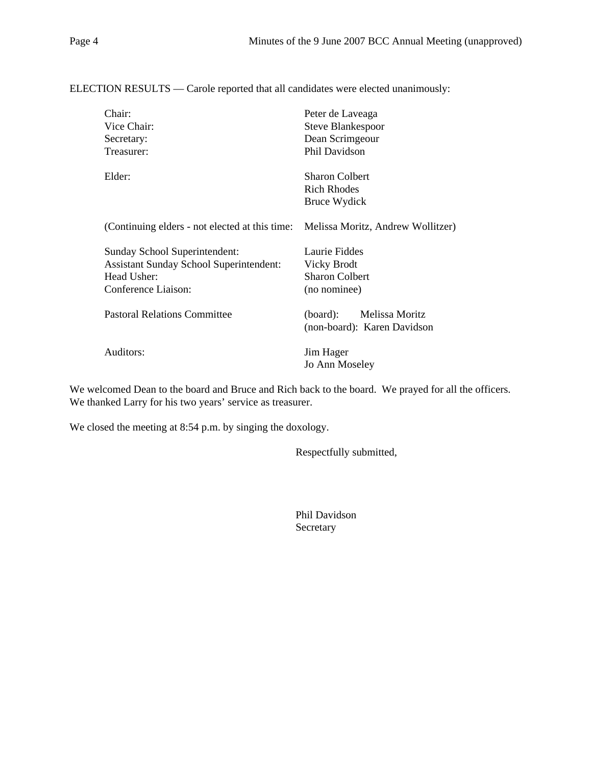ELECTION RESULTS — Carole reported that all candidates were elected unanimously:

| | |
|---|---|
| Chair: | Peter de Laveaga |
| Vice Chair: | Steve Blankespoor |
| Secretary: | Dean Scrimgeour |
| Treasurer: | Phil Davidson |
| Elder: | Sharon Colbert<br>Rich Rhodes<br>Bruce Wydick |
| (Continuing elders - not elected at this time: | Melissa Moritz, Andrew Wollitzer) |
| Sunday School Superintendent: | Laurie Fiddes |
| Assistant Sunday School Superintendent: | Vicky Brodt |
| Head Usher: | Sharon Colbert |
| Conference Liaison: | (no nominee) |
| Pastoral Relations Committee | (board): Melissa Moritz<br>(non-board): Karen Davidson |
| Auditors: | Jim Hager<br>Jo Ann Moseley |

We welcomed Dean to the board and Bruce and Rich back to the board. We prayed for all the officers. We thanked Larry for his two years' service as treasurer.

We closed the meeting at 8:54 p.m. by singing the doxology.

Respectfully submitted,

Phil Davidson
Secretary